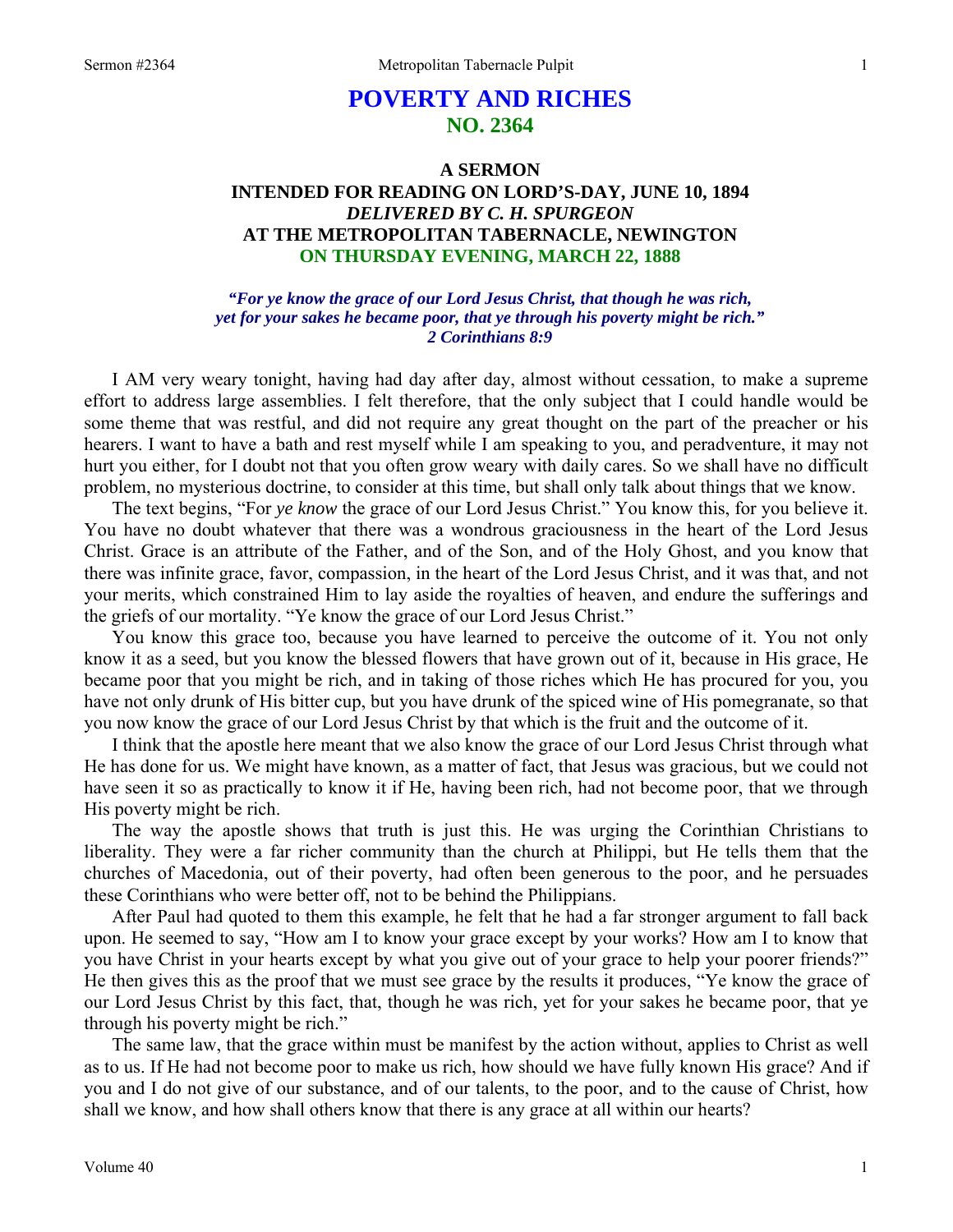# POVERTY AND RICHES
## NO. 2364

### A SERMON
### INTENDED FOR READING ON LORD'S-DAY, JUNE 10, 1894
### *DELIVERED BY C. H. SPURGEON*
### AT THE METROPOLITAN TABERNACLE, NEWINGTON
### ON THURSDAY EVENING, MARCH 22, 1888

***"For ye know the grace of our Lord Jesus Christ, that though he was rich, yet for your sakes he became poor, that ye through his poverty might be rich." 2 Corinthians 8:9***

I AM very weary tonight, having had day after day, almost without cessation, to make a supreme effort to address large assemblies. I felt therefore, that the only subject that I could handle would be some theme that was restful, and did not require any great thought on the part of the preacher or his hearers. I want to have a bath and rest myself while I am speaking to you, and peradventure, it may not hurt you either, for I doubt not that you often grow weary with daily cares. So we shall have no difficult problem, no mysterious doctrine, to consider at this time, but shall only talk about things that we know.

The text begins, "For *ye know* the grace of our Lord Jesus Christ." You know this, for you believe it. You have no doubt whatever that there was a wondrous graciousness in the heart of the Lord Jesus Christ. Grace is an attribute of the Father, and of the Son, and of the Holy Ghost, and you know that there was infinite grace, favor, compassion, in the heart of the Lord Jesus Christ, and it was that, and not your merits, which constrained Him to lay aside the royalties of heaven, and endure the sufferings and the griefs of our mortality. "Ye know the grace of our Lord Jesus Christ."

You know this grace too, because you have learned to perceive the outcome of it. You not only know it as a seed, but you know the blessed flowers that have grown out of it, because in His grace, He became poor that you might be rich, and in taking of those riches which He has procured for you, you have not only drunk of His bitter cup, but you have drunk of the spiced wine of His pomegranate, so that you now know the grace of our Lord Jesus Christ by that which is the fruit and the outcome of it.

I think that the apostle here meant that we also know the grace of our Lord Jesus Christ through what He has done for us. We might have known, as a matter of fact, that Jesus was gracious, but we could not have seen it so as practically to know it if He, having been rich, had not become poor, that we through His poverty might be rich.

The way the apostle shows that truth is just this. He was urging the Corinthian Christians to liberality. They were a far richer community than the church at Philippi, but He tells them that the churches of Macedonia, out of their poverty, had often been generous to the poor, and he persuades these Corinthians who were better off, not to be behind the Philippians.

After Paul had quoted to them this example, he felt that he had a far stronger argument to fall back upon. He seemed to say, "How am I to know your grace except by your works? How am I to know that you have Christ in your hearts except by what you give out of your grace to help your poorer friends?" He then gives this as the proof that we must see grace by the results it produces, "Ye know the grace of our Lord Jesus Christ by this fact, that, though he was rich, yet for your sakes he became poor, that ye through his poverty might be rich."

The same law, that the grace within must be manifest by the action without, applies to Christ as well as to us. If He had not become poor to make us rich, how should we have fully known His grace? And if you and I do not give of our substance, and of our talents, to the poor, and to the cause of Christ, how shall we know, and how shall others know that there is any grace at all within our hearts?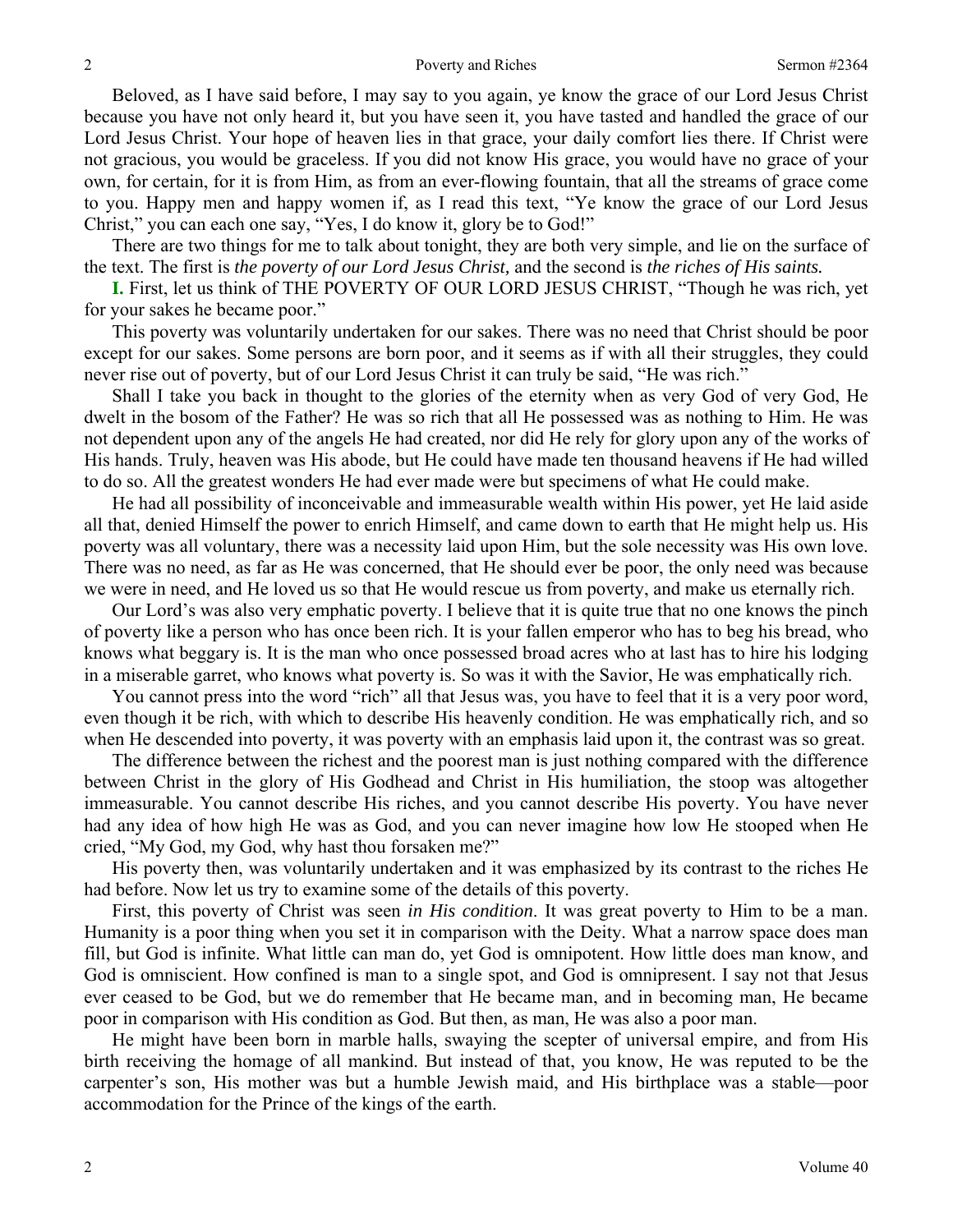Beloved, as I have said before, I may say to you again, ye know the grace of our Lord Jesus Christ because you have not only heard it, but you have seen it, you have tasted and handled the grace of our Lord Jesus Christ. Your hope of heaven lies in that grace, your daily comfort lies there. If Christ were not gracious, you would be graceless. If you did not know His grace, you would have no grace of your own, for certain, for it is from Him, as from an ever-flowing fountain, that all the streams of grace come to you. Happy men and happy women if, as I read this text, "Ye know the grace of our Lord Jesus Christ," you can each one say, "Yes, I do know it, glory be to God!"

There are two things for me to talk about tonight, they are both very simple, and lie on the surface of the text. The first is *the poverty of our Lord Jesus Christ,* and the second is *the riches of His saints.*

**I.** First, let us think of THE POVERTY OF OUR LORD JESUS CHRIST, "Though he was rich, yet for your sakes he became poor."

This poverty was voluntarily undertaken for our sakes. There was no need that Christ should be poor except for our sakes. Some persons are born poor, and it seems as if with all their struggles, they could never rise out of poverty, but of our Lord Jesus Christ it can truly be said, "He was rich."

Shall I take you back in thought to the glories of the eternity when as very God of very God, He dwelt in the bosom of the Father? He was so rich that all He possessed was as nothing to Him. He was not dependent upon any of the angels He had created, nor did He rely for glory upon any of the works of His hands. Truly, heaven was His abode, but He could have made ten thousand heavens if He had willed to do so. All the greatest wonders He had ever made were but specimens of what He could make.

He had all possibility of inconceivable and immeasurable wealth within His power, yet He laid aside all that, denied Himself the power to enrich Himself, and came down to earth that He might help us. His poverty was all voluntary, there was a necessity laid upon Him, but the sole necessity was His own love. There was no need, as far as He was concerned, that He should ever be poor, the only need was because we were in need, and He loved us so that He would rescue us from poverty, and make us eternally rich.

Our Lord's was also very emphatic poverty. I believe that it is quite true that no one knows the pinch of poverty like a person who has once been rich. It is your fallen emperor who has to beg his bread, who knows what beggary is. It is the man who once possessed broad acres who at last has to hire his lodging in a miserable garret, who knows what poverty is. So was it with the Savior, He was emphatically rich.

You cannot press into the word "rich" all that Jesus was, you have to feel that it is a very poor word, even though it be rich, with which to describe His heavenly condition. He was emphatically rich, and so when He descended into poverty, it was poverty with an emphasis laid upon it, the contrast was so great.

The difference between the richest and the poorest man is just nothing compared with the difference between Christ in the glory of His Godhead and Christ in His humiliation, the stoop was altogether immeasurable. You cannot describe His riches, and you cannot describe His poverty. You have never had any idea of how high He was as God, and you can never imagine how low He stooped when He cried, "My God, my God, why hast thou forsaken me?"

His poverty then, was voluntarily undertaken and it was emphasized by its contrast to the riches He had before. Now let us try to examine some of the details of this poverty.

First, this poverty of Christ was seen *in His condition*. It was great poverty to Him to be a man. Humanity is a poor thing when you set it in comparison with the Deity. What a narrow space does man fill, but God is infinite. What little can man do, yet God is omnipotent. How little does man know, and God is omniscient. How confined is man to a single spot, and God is omnipresent. I say not that Jesus ever ceased to be God, but we do remember that He became man, and in becoming man, He became poor in comparison with His condition as God. But then, as man, He was also a poor man.

He might have been born in marble halls, swaying the scepter of universal empire, and from His birth receiving the homage of all mankind. But instead of that, you know, He was reputed to be the carpenter's son, His mother was but a humble Jewish maid, and His birthplace was a stable—poor accommodation for the Prince of the kings of the earth.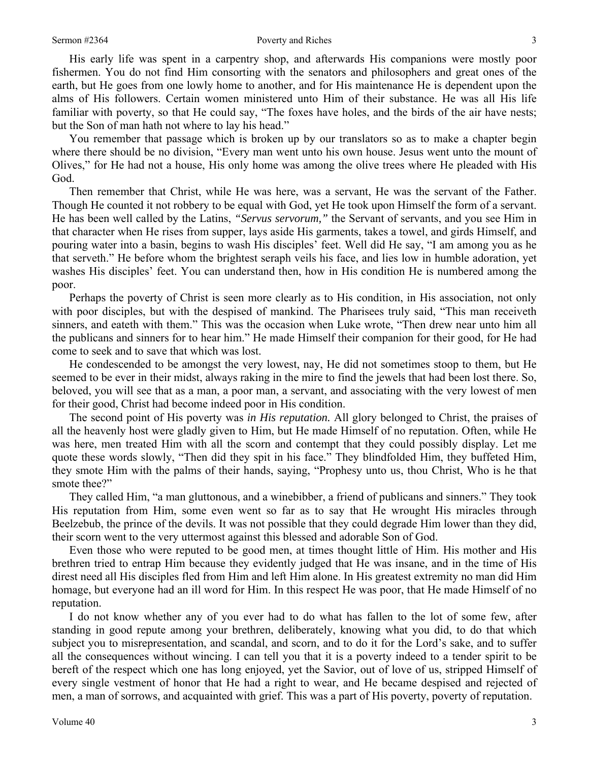His early life was spent in a carpentry shop, and afterwards His companions were mostly poor fishermen. You do not find Him consorting with the senators and philosophers and great ones of the earth, but He goes from one lowly home to another, and for His maintenance He is dependent upon the alms of His followers. Certain women ministered unto Him of their substance. He was all His life familiar with poverty, so that He could say, "The foxes have holes, and the birds of the air have nests; but the Son of man hath not where to lay his head."

You remember that passage which is broken up by our translators so as to make a chapter begin where there should be no division, "Every man went unto his own house. Jesus went unto the mount of Olives," for He had not a house, His only home was among the olive trees where He pleaded with His God.

Then remember that Christ, while He was here, was a servant, He was the servant of the Father. Though He counted it not robbery to be equal with God, yet He took upon Himself the form of a servant. He has been well called by the Latins, *"Servus servorum,"* the Servant of servants, and you see Him in that character when He rises from supper, lays aside His garments, takes a towel, and girds Himself, and pouring water into a basin, begins to wash His disciples' feet. Well did He say, "I am among you as he that serveth." He before whom the brightest seraph veils his face, and lies low in humble adoration, yet washes His disciples' feet. You can understand then, how in His condition He is numbered among the poor.

Perhaps the poverty of Christ is seen more clearly as to His condition, in His association, not only with poor disciples, but with the despised of mankind. The Pharisees truly said, "This man receiveth sinners, and eateth with them." This was the occasion when Luke wrote, "Then drew near unto him all the publicans and sinners for to hear him." He made Himself their companion for their good, for He had come to seek and to save that which was lost.

He condescended to be amongst the very lowest, nay, He did not sometimes stoop to them, but He seemed to be ever in their midst, always raking in the mire to find the jewels that had been lost there. So, beloved, you will see that as a man, a poor man, a servant, and associating with the very lowest of men for their good, Christ had become indeed poor in His condition.

The second point of His poverty was *in His reputation.* All glory belonged to Christ, the praises of all the heavenly host were gladly given to Him, but He made Himself of no reputation. Often, while He was here, men treated Him with all the scorn and contempt that they could possibly display. Let me quote these words slowly, "Then did they spit in his face." They blindfolded Him, they buffeted Him, they smote Him with the palms of their hands, saying, "Prophesy unto us, thou Christ, Who is he that smote thee?"

They called Him, "a man gluttonous, and a winebibber, a friend of publicans and sinners." They took His reputation from Him, some even went so far as to say that He wrought His miracles through Beelzebub, the prince of the devils. It was not possible that they could degrade Him lower than they did, their scorn went to the very uttermost against this blessed and adorable Son of God.

Even those who were reputed to be good men, at times thought little of Him. His mother and His brethren tried to entrap Him because they evidently judged that He was insane, and in the time of His direst need all His disciples fled from Him and left Him alone. In His greatest extremity no man did Him homage, but everyone had an ill word for Him. In this respect He was poor, that He made Himself of no reputation.

I do not know whether any of you ever had to do what has fallen to the lot of some few, after standing in good repute among your brethren, deliberately, knowing what you did, to do that which subject you to misrepresentation, and scandal, and scorn, and to do it for the Lord's sake, and to suffer all the consequences without wincing. I can tell you that it is a poverty indeed to a tender spirit to be bereft of the respect which one has long enjoyed, yet the Savior, out of love of us, stripped Himself of every single vestment of honor that He had a right to wear, and He became despised and rejected of men, a man of sorrows, and acquainted with grief. This was a part of His poverty, poverty of reputation.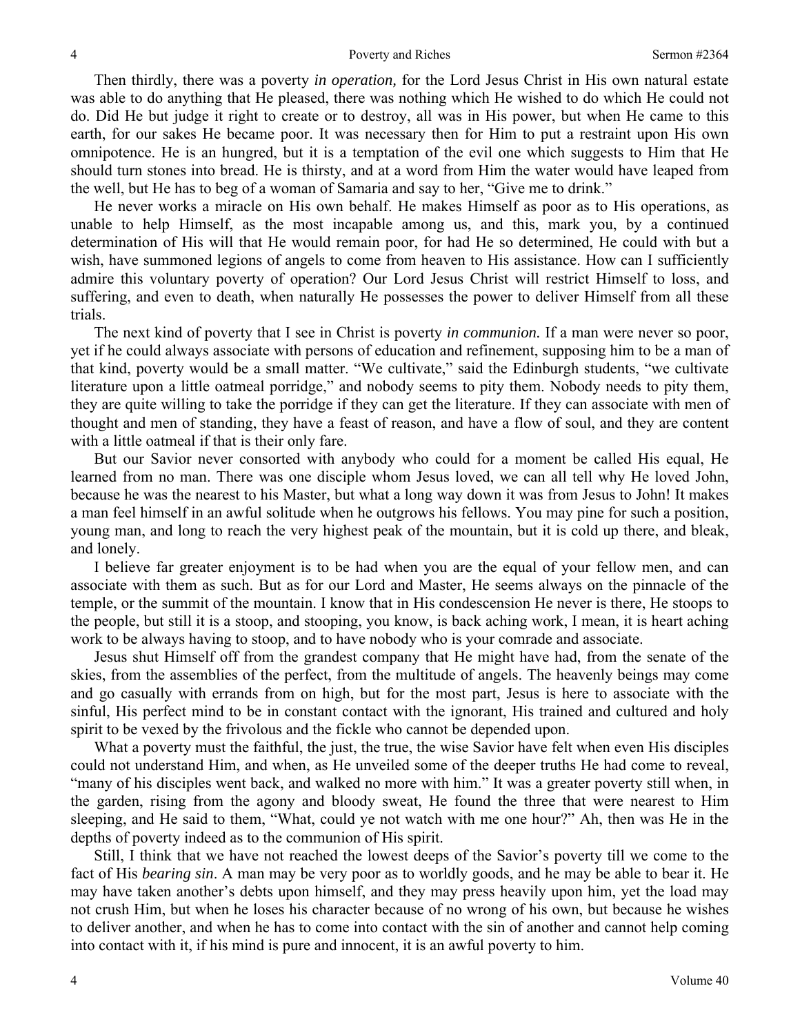Then thirdly, there was a poverty *in operation,* for the Lord Jesus Christ in His own natural estate was able to do anything that He pleased, there was nothing which He wished to do which He could not do. Did He but judge it right to create or to destroy, all was in His power, but when He came to this earth, for our sakes He became poor. It was necessary then for Him to put a restraint upon His own omnipotence. He is an hungred, but it is a temptation of the evil one which suggests to Him that He should turn stones into bread. He is thirsty, and at a word from Him the water would have leaped from the well, but He has to beg of a woman of Samaria and say to her, "Give me to drink."

He never works a miracle on His own behalf. He makes Himself as poor as to His operations, as unable to help Himself, as the most incapable among us, and this, mark you, by a continued determination of His will that He would remain poor, for had He so determined, He could with but a wish, have summoned legions of angels to come from heaven to His assistance. How can I sufficiently admire this voluntary poverty of operation? Our Lord Jesus Christ will restrict Himself to loss, and suffering, and even to death, when naturally He possesses the power to deliver Himself from all these trials.

The next kind of poverty that I see in Christ is poverty *in communion.* If a man were never so poor, yet if he could always associate with persons of education and refinement, supposing him to be a man of that kind, poverty would be a small matter. "We cultivate," said the Edinburgh students, "we cultivate literature upon a little oatmeal porridge," and nobody seems to pity them. Nobody needs to pity them, they are quite willing to take the porridge if they can get the literature. If they can associate with men of thought and men of standing, they have a feast of reason, and have a flow of soul, and they are content with a little oatmeal if that is their only fare.

But our Savior never consorted with anybody who could for a moment be called His equal, He learned from no man. There was one disciple whom Jesus loved, we can all tell why He loved John, because he was the nearest to his Master, but what a long way down it was from Jesus to John! It makes a man feel himself in an awful solitude when he outgrows his fellows. You may pine for such a position, young man, and long to reach the very highest peak of the mountain, but it is cold up there, and bleak, and lonely.

I believe far greater enjoyment is to be had when you are the equal of your fellow men, and can associate with them as such. But as for our Lord and Master, He seems always on the pinnacle of the temple, or the summit of the mountain. I know that in His condescension He never is there, He stoops to the people, but still it is a stoop, and stooping, you know, is back aching work, I mean, it is heart aching work to be always having to stoop, and to have nobody who is your comrade and associate.

Jesus shut Himself off from the grandest company that He might have had, from the senate of the skies, from the assemblies of the perfect, from the multitude of angels. The heavenly beings may come and go casually with errands from on high, but for the most part, Jesus is here to associate with the sinful, His perfect mind to be in constant contact with the ignorant, His trained and cultured and holy spirit to be vexed by the frivolous and the fickle who cannot be depended upon.

What a poverty must the faithful, the just, the true, the wise Savior have felt when even His disciples could not understand Him, and when, as He unveiled some of the deeper truths He had come to reveal, "many of his disciples went back, and walked no more with him." It was a greater poverty still when, in the garden, rising from the agony and bloody sweat, He found the three that were nearest to Him sleeping, and He said to them, "What, could ye not watch with me one hour?" Ah, then was He in the depths of poverty indeed as to the communion of His spirit.

Still, I think that we have not reached the lowest deeps of the Savior's poverty till we come to the fact of His *bearing sin*. A man may be very poor as to worldly goods, and he may be able to bear it. He may have taken another's debts upon himself, and they may press heavily upon him, yet the load may not crush Him, but when he loses his character because of no wrong of his own, but because he wishes to deliver another, and when he has to come into contact with the sin of another and cannot help coming into contact with it, if his mind is pure and innocent, it is an awful poverty to him.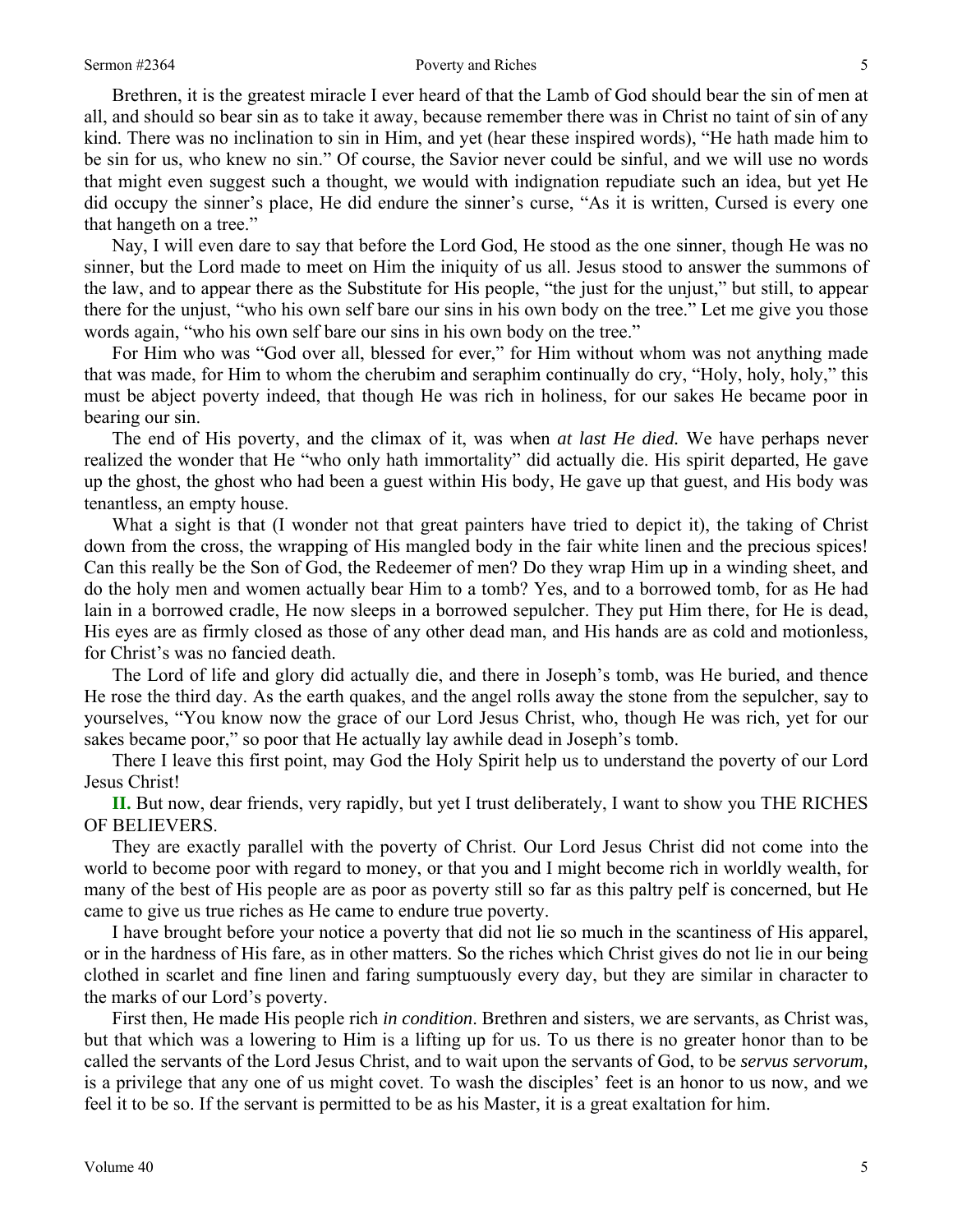Brethren, it is the greatest miracle I ever heard of that the Lamb of God should bear the sin of men at all, and should so bear sin as to take it away, because remember there was in Christ no taint of sin of any kind. There was no inclination to sin in Him, and yet (hear these inspired words), "He hath made him to be sin for us, who knew no sin." Of course, the Savior never could be sinful, and we will use no words that might even suggest such a thought, we would with indignation repudiate such an idea, but yet He did occupy the sinner's place, He did endure the sinner's curse, "As it is written, Cursed is every one that hangeth on a tree."

Nay, I will even dare to say that before the Lord God, He stood as the one sinner, though He was no sinner, but the Lord made to meet on Him the iniquity of us all. Jesus stood to answer the summons of the law, and to appear there as the Substitute for His people, "the just for the unjust," but still, to appear there for the unjust, "who his own self bare our sins in his own body on the tree." Let me give you those words again, "who his own self bare our sins in his own body on the tree."

For Him who was "God over all, blessed for ever," for Him without whom was not anything made that was made, for Him to whom the cherubim and seraphim continually do cry, "Holy, holy, holy," this must be abject poverty indeed, that though He was rich in holiness, for our sakes He became poor in bearing our sin.

The end of His poverty, and the climax of it, was when *at last He died.* We have perhaps never realized the wonder that He "who only hath immortality" did actually die. His spirit departed, He gave up the ghost, the ghost who had been a guest within His body, He gave up that guest, and His body was tenantless, an empty house.

What a sight is that (I wonder not that great painters have tried to depict it), the taking of Christ down from the cross, the wrapping of His mangled body in the fair white linen and the precious spices! Can this really be the Son of God, the Redeemer of men? Do they wrap Him up in a winding sheet, and do the holy men and women actually bear Him to a tomb? Yes, and to a borrowed tomb, for as He had lain in a borrowed cradle, He now sleeps in a borrowed sepulcher. They put Him there, for He is dead, His eyes are as firmly closed as those of any other dead man, and His hands are as cold and motionless, for Christ's was no fancied death.

The Lord of life and glory did actually die, and there in Joseph's tomb, was He buried, and thence He rose the third day. As the earth quakes, and the angel rolls away the stone from the sepulcher, say to yourselves, "You know now the grace of our Lord Jesus Christ, who, though He was rich, yet for our sakes became poor," so poor that He actually lay awhile dead in Joseph's tomb.

There I leave this first point, may God the Holy Spirit help us to understand the poverty of our Lord Jesus Christ!

**II.** But now, dear friends, very rapidly, but yet I trust deliberately, I want to show you THE RICHES OF BELIEVERS.

They are exactly parallel with the poverty of Christ. Our Lord Jesus Christ did not come into the world to become poor with regard to money, or that you and I might become rich in worldly wealth, for many of the best of His people are as poor as poverty still so far as this paltry pelf is concerned, but He came to give us true riches as He came to endure true poverty.

I have brought before your notice a poverty that did not lie so much in the scantiness of His apparel, or in the hardness of His fare, as in other matters. So the riches which Christ gives do not lie in our being clothed in scarlet and fine linen and faring sumptuously every day, but they are similar in character to the marks of our Lord's poverty.

First then, He made His people rich *in condition*. Brethren and sisters, we are servants, as Christ was, but that which was a lowering to Him is a lifting up for us. To us there is no greater honor than to be called the servants of the Lord Jesus Christ, and to wait upon the servants of God, to be *servus servorum,* is a privilege that any one of us might covet. To wash the disciples' feet is an honor to us now, and we feel it to be so. If the servant is permitted to be as his Master, it is a great exaltation for him.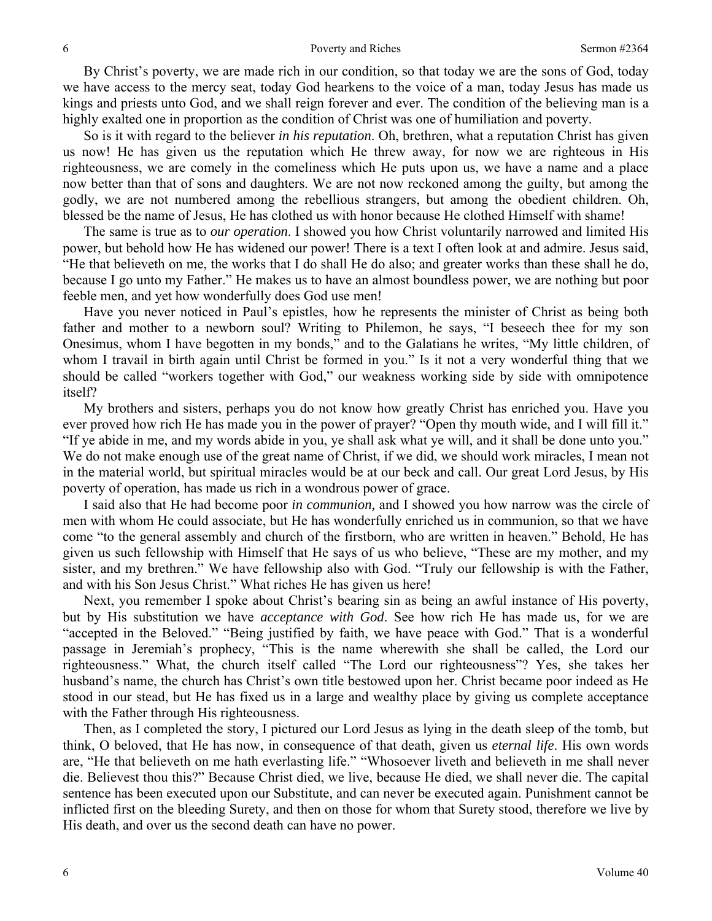By Christ's poverty, we are made rich in our condition, so that today we are the sons of God, today we have access to the mercy seat, today God hearkens to the voice of a man, today Jesus has made us kings and priests unto God, and we shall reign forever and ever. The condition of the believing man is a highly exalted one in proportion as the condition of Christ was one of humiliation and poverty.

So is it with regard to the believer *in his reputation*. Oh, brethren, what a reputation Christ has given us now! He has given us the reputation which He threw away, for now we are righteous in His righteousness, we are comely in the comeliness which He puts upon us, we have a name and a place now better than that of sons and daughters. We are not now reckoned among the guilty, but among the godly, we are not numbered among the rebellious strangers, but among the obedient children. Oh, blessed be the name of Jesus, He has clothed us with honor because He clothed Himself with shame!

The same is true as to *our operation*. I showed you how Christ voluntarily narrowed and limited His power, but behold how He has widened our power! There is a text I often look at and admire. Jesus said, "He that believeth on me, the works that I do shall He do also; and greater works than these shall he do, because I go unto my Father." He makes us to have an almost boundless power, we are nothing but poor feeble men, and yet how wonderfully does God use men!

Have you never noticed in Paul's epistles, how he represents the minister of Christ as being both father and mother to a newborn soul? Writing to Philemon, he says, "I beseech thee for my son Onesimus, whom I have begotten in my bonds," and to the Galatians he writes, "My little children, of whom I travail in birth again until Christ be formed in you." Is it not a very wonderful thing that we should be called "workers together with God," our weakness working side by side with omnipotence itself?

My brothers and sisters, perhaps you do not know how greatly Christ has enriched you. Have you ever proved how rich He has made you in the power of prayer? "Open thy mouth wide, and I will fill it." "If ye abide in me, and my words abide in you, ye shall ask what ye will, and it shall be done unto you." We do not make enough use of the great name of Christ, if we did, we should work miracles, I mean not in the material world, but spiritual miracles would be at our beck and call. Our great Lord Jesus, by His poverty of operation, has made us rich in a wondrous power of grace.

I said also that He had become poor *in communion,* and I showed you how narrow was the circle of men with whom He could associate, but He has wonderfully enriched us in communion, so that we have come "to the general assembly and church of the firstborn, who are written in heaven." Behold, He has given us such fellowship with Himself that He says of us who believe, "These are my mother, and my sister, and my brethren." We have fellowship also with God. "Truly our fellowship is with the Father, and with his Son Jesus Christ." What riches He has given us here!

Next, you remember I spoke about Christ's bearing sin as being an awful instance of His poverty, but by His substitution we have *acceptance with God*. See how rich He has made us, for we are "accepted in the Beloved." "Being justified by faith, we have peace with God." That is a wonderful passage in Jeremiah's prophecy, "This is the name wherewith she shall be called, the Lord our righteousness." What, the church itself called "The Lord our righteousness"? Yes, she takes her husband's name, the church has Christ's own title bestowed upon her. Christ became poor indeed as He stood in our stead, but He has fixed us in a large and wealthy place by giving us complete acceptance with the Father through His righteousness.

Then, as I completed the story, I pictured our Lord Jesus as lying in the death sleep of the tomb, but think, O beloved, that He has now, in consequence of that death, given us *eternal life*. His own words are, "He that believeth on me hath everlasting life." "Whosoever liveth and believeth in me shall never die. Believest thou this?" Because Christ died, we live, because He died, we shall never die. The capital sentence has been executed upon our Substitute, and can never be executed again. Punishment cannot be inflicted first on the bleeding Surety, and then on those for whom that Surety stood, therefore we live by His death, and over us the second death can have no power.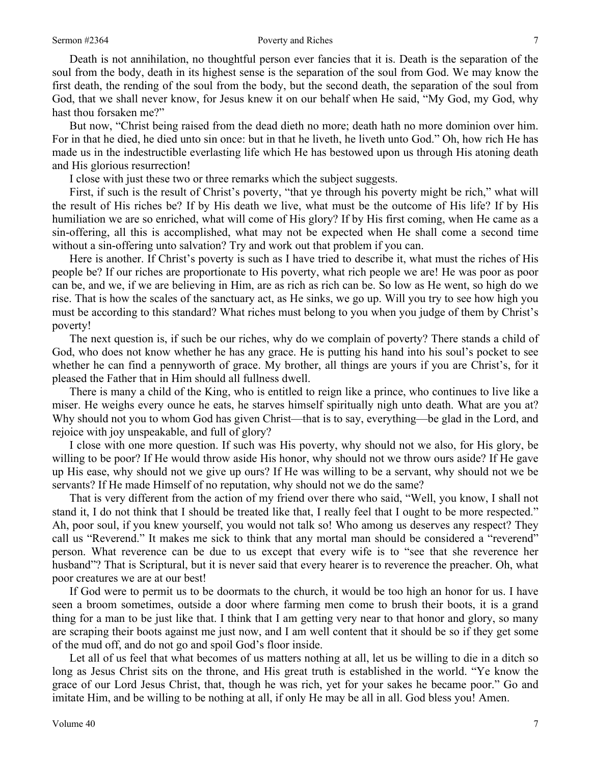Death is not annihilation, no thoughtful person ever fancies that it is. Death is the separation of the soul from the body, death in its highest sense is the separation of the soul from God. We may know the first death, the rending of the soul from the body, but the second death, the separation of the soul from God, that we shall never know, for Jesus knew it on our behalf when He said, "My God, my God, why hast thou forsaken me?"

But now, "Christ being raised from the dead dieth no more; death hath no more dominion over him. For in that he died, he died unto sin once: but in that he liveth, he liveth unto God." Oh, how rich He has made us in the indestructible everlasting life which He has bestowed upon us through His atoning death and His glorious resurrection!

I close with just these two or three remarks which the subject suggests.

First, if such is the result of Christ's poverty, "that ye through his poverty might be rich," what will the result of His riches be? If by His death we live, what must be the outcome of His life? If by His humiliation we are so enriched, what will come of His glory? If by His first coming, when He came as a sin-offering, all this is accomplished, what may not be expected when He shall come a second time without a sin-offering unto salvation? Try and work out that problem if you can.

Here is another. If Christ's poverty is such as I have tried to describe it, what must the riches of His people be? If our riches are proportionate to His poverty, what rich people we are! He was poor as poor can be, and we, if we are believing in Him, are as rich as rich can be. So low as He went, so high do we rise. That is how the scales of the sanctuary act, as He sinks, we go up. Will you try to see how high you must be according to this standard? What riches must belong to you when you judge of them by Christ's poverty!

The next question is, if such be our riches, why do we complain of poverty? There stands a child of God, who does not know whether he has any grace. He is putting his hand into his soul's pocket to see whether he can find a pennyworth of grace. My brother, all things are yours if you are Christ's, for it pleased the Father that in Him should all fullness dwell.

There is many a child of the King, who is entitled to reign like a prince, who continues to live like a miser. He weighs every ounce he eats, he starves himself spiritually nigh unto death. What are you at? Why should not you to whom God has given Christ—that is to say, everything—be glad in the Lord, and rejoice with joy unspeakable, and full of glory?

I close with one more question. If such was His poverty, why should not we also, for His glory, be willing to be poor? If He would throw aside His honor, why should not we throw ours aside? If He gave up His ease, why should not we give up ours? If He was willing to be a servant, why should not we be servants? If He made Himself of no reputation, why should not we do the same?

That is very different from the action of my friend over there who said, "Well, you know, I shall not stand it, I do not think that I should be treated like that, I really feel that I ought to be more respected." Ah, poor soul, if you knew yourself, you would not talk so! Who among us deserves any respect? They call us "Reverend." It makes me sick to think that any mortal man should be considered a "reverend" person. What reverence can be due to us except that every wife is to "see that she reverence her husband"? That is Scriptural, but it is never said that every hearer is to reverence the preacher. Oh, what poor creatures we are at our best!

If God were to permit us to be doormats to the church, it would be too high an honor for us. I have seen a broom sometimes, outside a door where farming men come to brush their boots, it is a grand thing for a man to be just like that. I think that I am getting very near to that honor and glory, so many are scraping their boots against me just now, and I am well content that it should be so if they get some of the mud off, and do not go and spoil God's floor inside.

Let all of us feel that what becomes of us matters nothing at all, let us be willing to die in a ditch so long as Jesus Christ sits on the throne, and His great truth is established in the world. "Ye know the grace of our Lord Jesus Christ, that, though he was rich, yet for your sakes he became poor." Go and imitate Him, and be willing to be nothing at all, if only He may be all in all. God bless you! Amen.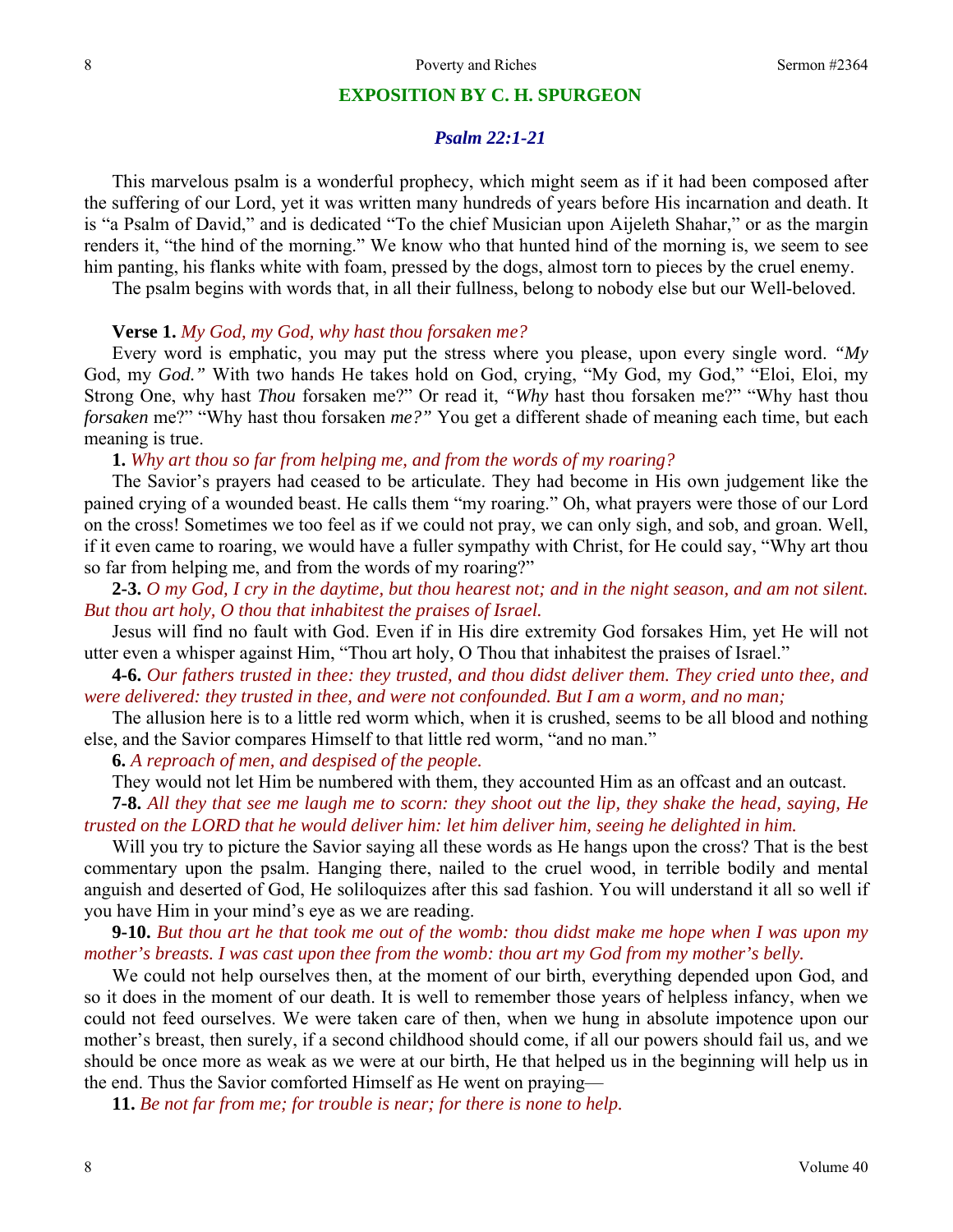## EXPOSITION BY C. H. SPURGEON

### *Psalm 22:1-21*

This marvelous psalm is a wonderful prophecy, which might seem as if it had been composed after the suffering of our Lord, yet it was written many hundreds of years before His incarnation and death. It is "a Psalm of David," and is dedicated "To the chief Musician upon Aijeleth Shahar," or as the margin renders it, "the hind of the morning." We know who that hunted hind of the morning is, we seem to see him panting, his flanks white with foam, pressed by the dogs, almost torn to pieces by the cruel enemy.

The psalm begins with words that, in all their fullness, belong to nobody else but our Well-beloved.

**Verse 1.** *My God, my God, why hast thou forsaken me?*

Every word is emphatic, you may put the stress where you please, upon every single word. *"My* God, my *God."* With two hands He takes hold on God, crying, "My God, my God," "Eloi, Eloi, my Strong One, why hast *Thou* forsaken me?" Or read it, *"Why* hast thou forsaken me?" "Why hast thou *forsaken* me?" "Why hast thou forsaken *me?"* You get a different shade of meaning each time, but each meaning is true.

**1.** *Why art thou so far from helping me, and from the words of my roaring?*

The Savior's prayers had ceased to be articulate. They had become in His own judgement like the pained crying of a wounded beast. He calls them "my roaring." Oh, what prayers were those of our Lord on the cross! Sometimes we too feel as if we could not pray, we can only sigh, and sob, and groan. Well, if it even came to roaring, we would have a fuller sympathy with Christ, for He could say, "Why art thou so far from helping me, and from the words of my roaring?"

**2-3.** *O my God, I cry in the daytime, but thou hearest not; and in the night season, and am not silent. But thou art holy, O thou that inhabitest the praises of Israel.*

Jesus will find no fault with God. Even if in His dire extremity God forsakes Him, yet He will not utter even a whisper against Him, "Thou art holy, O Thou that inhabitest the praises of Israel."

**4-6.** *Our fathers trusted in thee: they trusted, and thou didst deliver them. They cried unto thee, and were delivered: they trusted in thee, and were not confounded. But I am a worm, and no man;*

The allusion here is to a little red worm which, when it is crushed, seems to be all blood and nothing else, and the Savior compares Himself to that little red worm, "and no man."

**6.** *A reproach of men, and despised of the people.*

They would not let Him be numbered with them, they accounted Him as an offcast and an outcast.

**7-8.** *All they that see me laugh me to scorn: they shoot out the lip, they shake the head, saying, He trusted on the LORD that he would deliver him: let him deliver him, seeing he delighted in him.*

Will you try to picture the Savior saying all these words as He hangs upon the cross? That is the best commentary upon the psalm. Hanging there, nailed to the cruel wood, in terrible bodily and mental anguish and deserted of God, He soliloquizes after this sad fashion. You will understand it all so well if you have Him in your mind's eye as we are reading.

**9-10.** *But thou art he that took me out of the womb: thou didst make me hope when I was upon my mother's breasts. I was cast upon thee from the womb: thou art my God from my mother's belly.*

We could not help ourselves then, at the moment of our birth, everything depended upon God, and so it does in the moment of our death. It is well to remember those years of helpless infancy, when we could not feed ourselves. We were taken care of then, when we hung in absolute impotence upon our mother's breast, then surely, if a second childhood should come, if all our powers should fail us, and we should be once more as weak as we were at our birth, He that helped us in the beginning will help us in the end. Thus the Savior comforted Himself as He went on praying—

**11.** *Be not far from me; for trouble is near; for there is none to help.*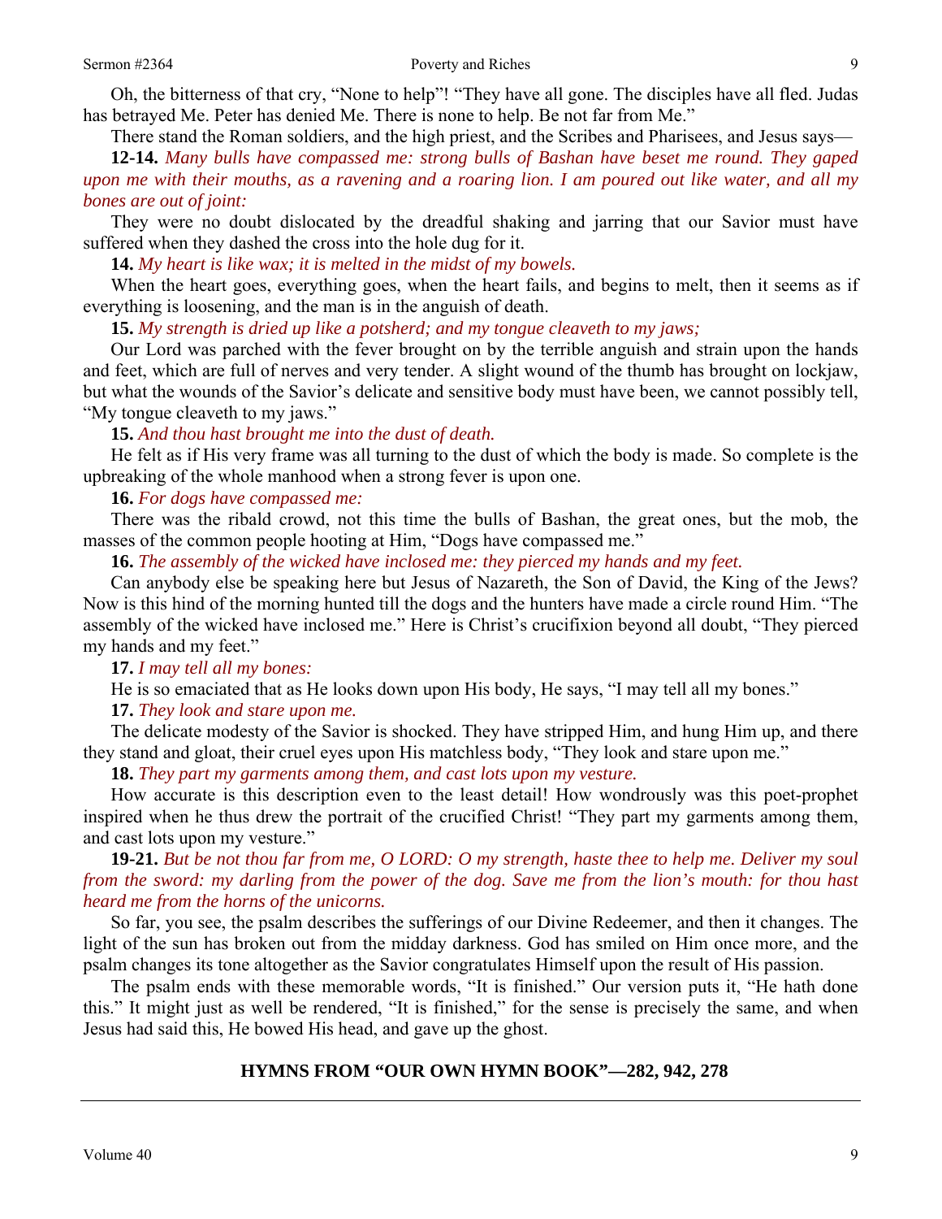Oh, the bitterness of that cry, "None to help"! "They have all gone. The disciples have all fled. Judas has betrayed Me. Peter has denied Me. There is none to help. Be not far from Me."

There stand the Roman soldiers, and the high priest, and the Scribes and Pharisees, and Jesus says—

**12-14.** *Many bulls have compassed me: strong bulls of Bashan have beset me round. They gaped upon me with their mouths, as a ravening and a roaring lion. I am poured out like water, and all my bones are out of joint:*

They were no doubt dislocated by the dreadful shaking and jarring that our Savior must have suffered when they dashed the cross into the hole dug for it.

**14.** *My heart is like wax; it is melted in the midst of my bowels.*

When the heart goes, everything goes, when the heart fails, and begins to melt, then it seems as if everything is loosening, and the man is in the anguish of death.

**15.** *My strength is dried up like a potsherd; and my tongue cleaveth to my jaws;*

Our Lord was parched with the fever brought on by the terrible anguish and strain upon the hands and feet, which are full of nerves and very tender. A slight wound of the thumb has brought on lockjaw, but what the wounds of the Savior's delicate and sensitive body must have been, we cannot possibly tell, "My tongue cleaveth to my jaws."

**15.** *And thou hast brought me into the dust of death.*

He felt as if His very frame was all turning to the dust of which the body is made. So complete is the upbreaking of the whole manhood when a strong fever is upon one.

**16.** *For dogs have compassed me:*

There was the ribald crowd, not this time the bulls of Bashan, the great ones, but the mob, the masses of the common people hooting at Him, "Dogs have compassed me."

**16.** *The assembly of the wicked have inclosed me: they pierced my hands and my feet.*

Can anybody else be speaking here but Jesus of Nazareth, the Son of David, the King of the Jews? Now is this hind of the morning hunted till the dogs and the hunters have made a circle round Him. "The assembly of the wicked have inclosed me." Here is Christ's crucifixion beyond all doubt, "They pierced my hands and my feet."

**17.** *I may tell all my bones:*

He is so emaciated that as He looks down upon His body, He says, "I may tell all my bones."

**17.** *They look and stare upon me.*

The delicate modesty of the Savior is shocked. They have stripped Him, and hung Him up, and there they stand and gloat, their cruel eyes upon His matchless body, "They look and stare upon me."

**18.** *They part my garments among them, and cast lots upon my vesture.*

How accurate is this description even to the least detail! How wondrously was this poet-prophet inspired when he thus drew the portrait of the crucified Christ! "They part my garments among them, and cast lots upon my vesture."

**19-21.** *But be not thou far from me, O LORD: O my strength, haste thee to help me. Deliver my soul from the sword: my darling from the power of the dog. Save me from the lion's mouth: for thou hast heard me from the horns of the unicorns.*

So far, you see, the psalm describes the sufferings of our Divine Redeemer, and then it changes. The light of the sun has broken out from the midday darkness. God has smiled on Him once more, and the psalm changes its tone altogether as the Savior congratulates Himself upon the result of His passion.

The psalm ends with these memorable words, "It is finished." Our version puts it, "He hath done this." It might just as well be rendered, "It is finished," for the sense is precisely the same, and when Jesus had said this, He bowed His head, and gave up the ghost.

## HYMNS FROM "OUR OWN HYMN BOOK"—282, 942, 278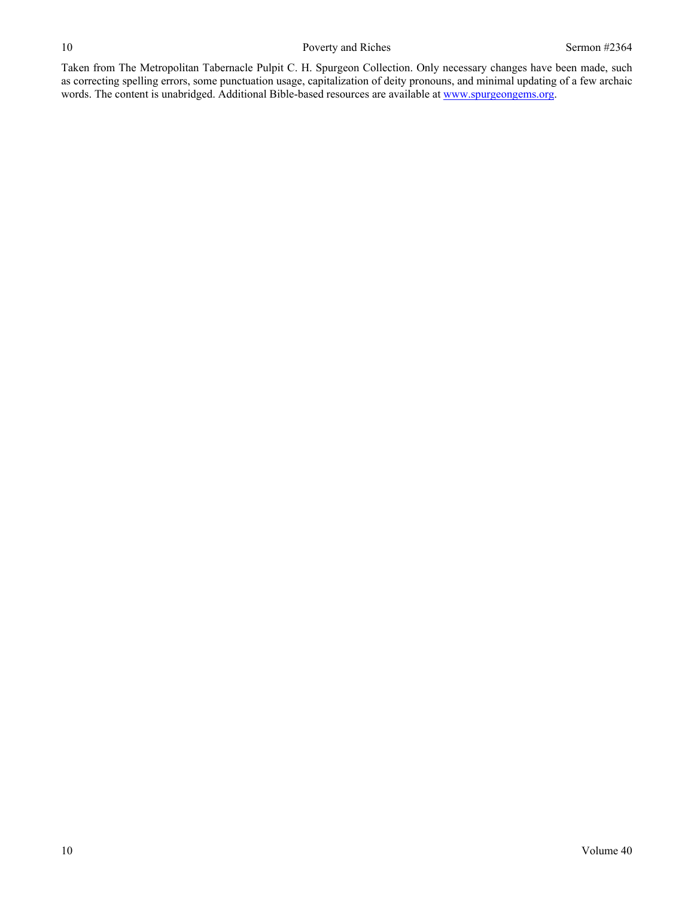Taken from The Metropolitan Tabernacle Pulpit C. H. Spurgeon Collection. Only necessary changes have been made, such as correcting spelling errors, some punctuation usage, capitalization of deity pronouns, and minimal updating of a few archaic words. The content is unabridged. Additional Bible-based resources are available at www.spurgeongems.org.